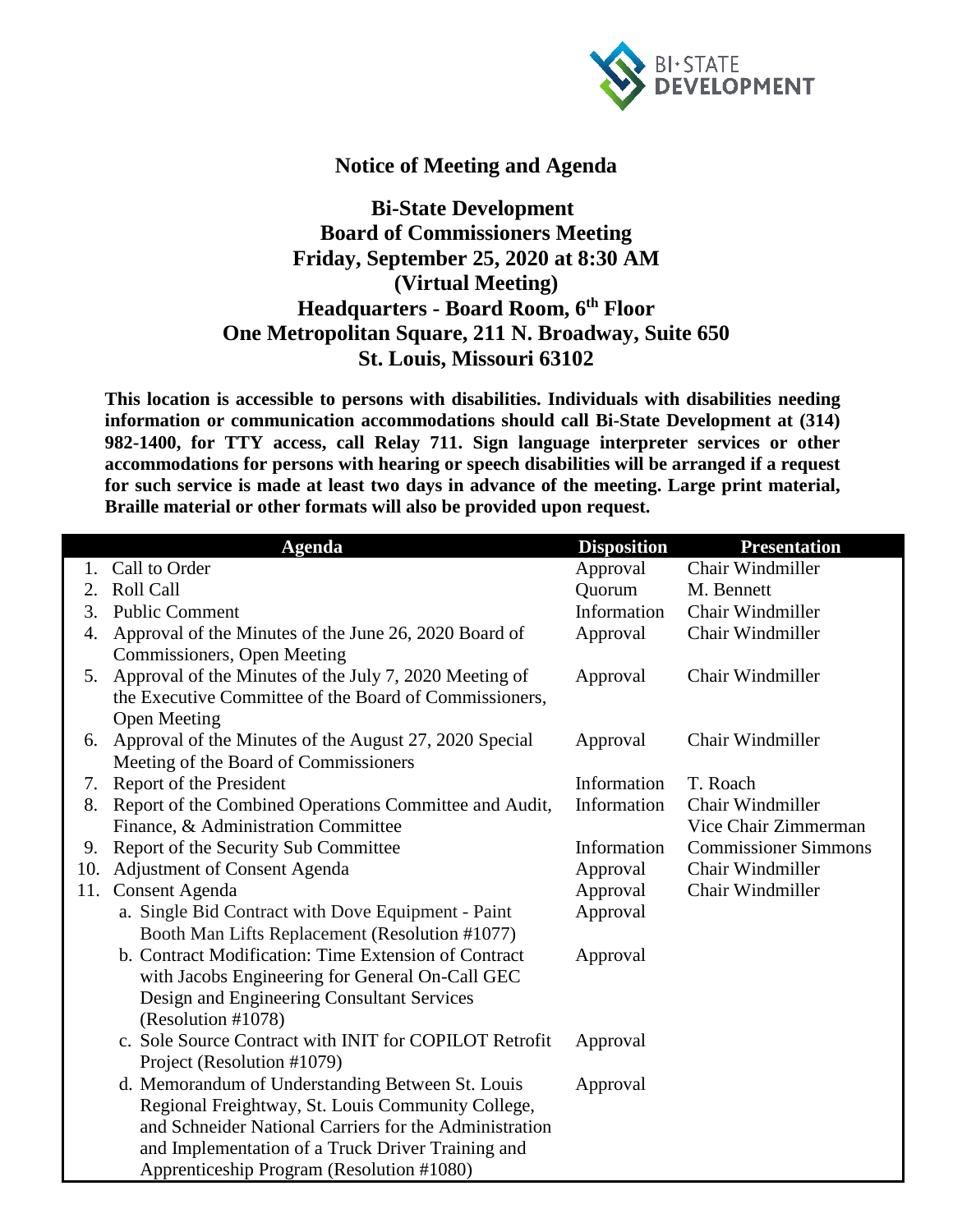# Notice of Meeting and Agenda

## Bi-State Development
## Board of Commissioners Meeting
## Friday, September 25, 2020 at 8:30 AM
## (Virtual Meeting)
## Headquarters - Board Room, 6th Floor
## One Metropolitan Square, 211 N. Broadway, Suite 650
## St. Louis, Missouri 63102

**This location is accessible to persons with disabilities. Individuals with disabilities needing information or communication accommodations should call Bi-State Development at (314) 982-1400, for TTY access, call Relay 711. Sign language interpreter services or other accommodations for persons with hearing or speech disabilities will be arranged if a request for such service is made at least two days in advance of the meeting. Large print material, Braille material or other formats will also be provided upon request.**

| Agenda | Disposition | Presentation |
|---|---|---|
| 1. Call to Order | Approval | Chair Windmiller |
| 2. Roll Call | Quorum | M. Bennett |
| 3. Public Comment | Information | Chair Windmiller |
| 4. Approval of the Minutes of the June 26, 2020 Board of Commissioners, Open Meeting | Approval | Chair Windmiller |
| 5. Approval of the Minutes of the July 7, 2020 Meeting of the Executive Committee of the Board of Commissioners, Open Meeting | Approval | Chair Windmiller |
| 6. Approval of the Minutes of the August 27, 2020 Special Meeting of the Board of Commissioners | Approval | Chair Windmiller |
| 7. Report of the President | Information | T. Roach |
| 8. Report of the Combined Operations Committee and Audit, Finance, & Administration Committee | Information | Chair Windmiller<br>Vice Chair Zimmerman |
| 9. Report of the Security Sub Committee | Information | Commissioner Simmons |
| 10. Adjustment of Consent Agenda | Approval | Chair Windmiller |
| 11. Consent Agenda | Approval | Chair Windmiller |
| a. Single Bid Contract with Dove Equipment - Paint Booth Man Lifts Replacement (Resolution #1077) | Approval | |
| b. Contract Modification: Time Extension of Contract with Jacobs Engineering for General On-Call GEC Design and Engineering Consultant Services (Resolution #1078) | Approval | |
| c. Sole Source Contract with INIT for COPILOT Retrofit Project (Resolution #1079) | Approval | |
| d. Memorandum of Understanding Between St. Louis Regional Freightway, St. Louis Community College, and Schneider National Carriers for the Administration and Implementation of a Truck Driver Training and Apprenticeship Program (Resolution #1080) | Approval | |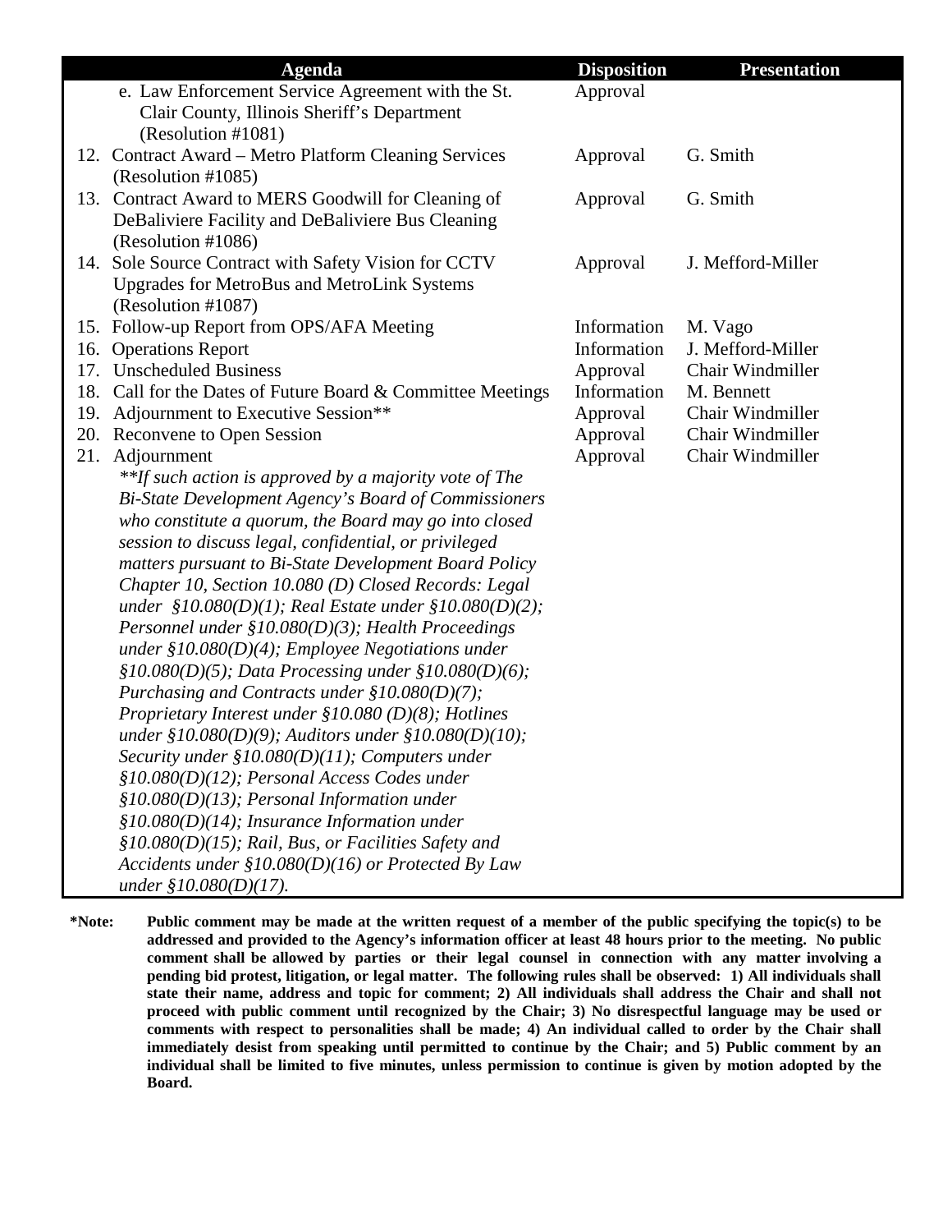| Agenda | Disposition | Presentation |
|---|---|---|
| e. Law Enforcement Service Agreement with the St. Clair County, Illinois Sheriff's Department (Resolution #1081) | Approval | |
| 12. Contract Award – Metro Platform Cleaning Services (Resolution #1085) | Approval | G. Smith |
| 13. Contract Award to MERS Goodwill for Cleaning of DeBaliviere Facility and DeBaliviere Bus Cleaning (Resolution #1086) | Approval | G. Smith |
| 14. Sole Source Contract with Safety Vision for CCTV Upgrades for MetroBus and MetroLink Systems (Resolution #1087) | Approval | J. Mefford-Miller |
| 15. Follow-up Report from OPS/AFA Meeting | Information | M. Vago |
| 16. Operations Report | Information | J. Mefford-Miller |
| 17. Unscheduled Business | Approval | Chair Windmiller |
| 18. Call for the Dates of Future Board & Committee Meetings | Information | M. Bennett |
| 19. Adjournment to Executive Session** | Approval | Chair Windmiller |
| 20. Reconvene to Open Session | Approval | Chair Windmiller |
| 21. Adjournment | Approval | Chair Windmiller |
| *\*\*If such action is approved by a majority vote of The Bi-State Development Agency's Board of Commissioners who constitute a quorum, the Board may go into closed session to discuss legal, confidential, or privileged matters pursuant to Bi-State Development Board Policy Chapter 10, Section 10.080 (D) Closed Records: Legal under §10.080(D)(1); Real Estate under §10.080(D)(2); Personnel under §10.080(D)(3); Health Proceedings under §10.080(D)(4); Employee Negotiations under §10.080(D)(5); Data Processing under §10.080(D)(6); Purchasing and Contracts under §10.080(D)(7); Proprietary Interest under §10.080 (D)(8); Hotlines under §10.080(D)(9); Auditors under §10.080(D)(10); Security under §10.080(D)(11); Computers under §10.080(D)(12); Personal Access Codes under §10.080(D)(13); Personal Information under §10.080(D)(14); Insurance Information under §10.080(D)(15); Rail, Bus, or Facilities Safety and Accidents under §10.080(D)(16) or Protected By Law under §10.080(D)(17).* | | |

**\*Note: Public comment may be made at the written request of a member of the public specifying the topic(s) to be addressed and provided to the Agency's information officer at least 48 hours prior to the meeting. No public comment shall be allowed by parties or their legal counsel in connection with any matter involving a pending bid protest, litigation, or legal matter. The following rules shall be observed: 1) All individuals shall state their name, address and topic for comment; 2) All individuals shall address the Chair and shall not proceed with public comment until recognized by the Chair; 3) No disrespectful language may be used or comments with respect to personalities shall be made; 4) An individual called to order by the Chair shall immediately desist from speaking until permitted to continue by the Chair; and 5) Public comment by an individual shall be limited to five minutes, unless permission to continue is given by motion adopted by the Board.**